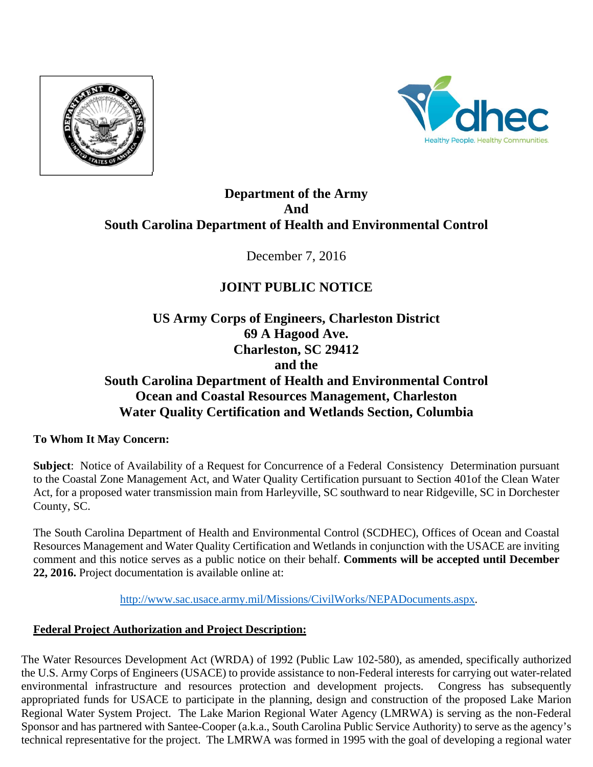**Department of the Army**
**And**
**South Carolina Department of Health and Environmental Control**

December 7, 2016

# JOINT PUBLIC NOTICE

**US Army Corps of Engineers, Charleston District**
**69 A Hagood Ave.**
**Charleston, SC 29412**
**and the**
**South Carolina Department of Health and Environmental Control**
**Ocean and Coastal Resources Management, Charleston**
**Water Quality Certification and Wetlands Section, Columbia**

**To Whom It May Concern:**

**Subject**: Notice of Availability of a Request for Concurrence of a Federal Consistency Determination pursuant to the Coastal Zone Management Act, and Water Quality Certification pursuant to Section 401of the Clean Water Act, for a proposed water transmission main from Harleyville, SC southward to near Ridgeville, SC in Dorchester County, SC.

The South Carolina Department of Health and Environmental Control (SCDHEC), Offices of Ocean and Coastal Resources Management and Water Quality Certification and Wetlands in conjunction with the USACE are inviting comment and this notice serves as a public notice on their behalf. **Comments will be accepted until December 22, 2016.** Project documentation is available online at:

http://www.sac.usace.army.mil/Missions/CivilWorks/NEPADocuments.aspx.

## Federal Project Authorization and Project Description:

The Water Resources Development Act (WRDA) of 1992 (Public Law 102-580), as amended, specifically authorized the U.S. Army Corps of Engineers (USACE) to provide assistance to non-Federal interests for carrying out water-related environmental infrastructure and resources protection and development projects. Congress has subsequently appropriated funds for USACE to participate in the planning, design and construction of the proposed Lake Marion Regional Water System Project. The Lake Marion Regional Water Agency (LMRWA) is serving as the non-Federal Sponsor and has partnered with Santee-Cooper (a.k.a., South Carolina Public Service Authority) to serve as the agency's technical representative for the project. The LMRWA was formed in 1995 with the goal of developing a regional water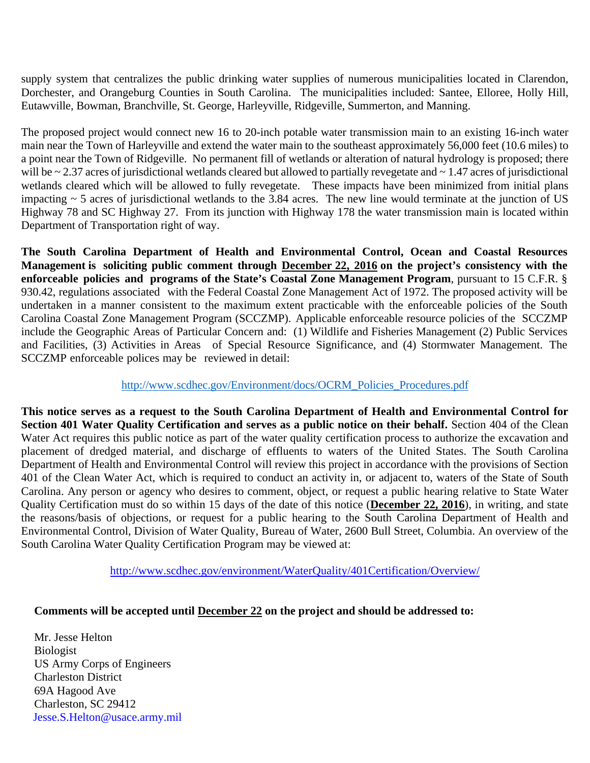supply system that centralizes the public drinking water supplies of numerous municipalities located in Clarendon, Dorchester, and Orangeburg Counties in South Carolina. The municipalities included: Santee, Elloree, Holly Hill, Eutawville, Bowman, Branchville, St. George, Harleyville, Ridgeville, Summerton, and Manning.

The proposed project would connect new 16 to 20-inch potable water transmission main to an existing 16-inch water main near the Town of Harleyville and extend the water main to the southeast approximately 56,000 feet (10.6 miles) to a point near the Town of Ridgeville. No permanent fill of wetlands or alteration of natural hydrology is proposed; there will be ~ 2.37 acres of jurisdictional wetlands cleared but allowed to partially revegetate and ~ 1.47 acres of jurisdictional wetlands cleared which will be allowed to fully revegetate. These impacts have been minimized from initial plans impacting ~ 5 acres of jurisdictional wetlands to the 3.84 acres. The new line would terminate at the junction of US Highway 78 and SC Highway 27. From its junction with Highway 178 the water transmission main is located within Department of Transportation right of way.

**The South Carolina Department of Health and Environmental Control, Ocean and Coastal Resources Management is soliciting public comment through <u>December 22, 2016</u> on the project's consistency with the enforceable policies and programs of the State's Coastal Zone Management Program**, pursuant to 15 C.F.R. § 930.42, regulations associated with the Federal Coastal Zone Management Act of 1972. The proposed activity will be undertaken in a manner consistent to the maximum extent practicable with the enforceable policies of the South Carolina Coastal Zone Management Program (SCCZMP). Applicable enforceable resource policies of the SCCZMP include the Geographic Areas of Particular Concern and: (1) Wildlife and Fisheries Management (2) Public Services and Facilities, (3) Activities in Areas of Special Resource Significance, and (4) Stormwater Management. The SCCZMP enforceable polices may be reviewed in detail:

http://www.scdhec.gov/Environment/docs/OCRM_Policies_Procedures.pdf

**This notice serves as a request to the South Carolina Department of Health and Environmental Control for Section 401 Water Quality Certification and serves as a public notice on their behalf.** Section 404 of the Clean Water Act requires this public notice as part of the water quality certification process to authorize the excavation and placement of dredged material, and discharge of effluents to waters of the United States. The South Carolina Department of Health and Environmental Control will review this project in accordance with the provisions of Section 401 of the Clean Water Act, which is required to conduct an activity in, or adjacent to, waters of the State of South Carolina. Any person or agency who desires to comment, object, or request a public hearing relative to State Water Quality Certification must do so within 15 days of the date of this notice (**<u>December 22, 2016</u>**), in writing, and state the reasons/basis of objections, or request for a public hearing to the South Carolina Department of Health and Environmental Control, Division of Water Quality, Bureau of Water, 2600 Bull Street, Columbia. An overview of the South Carolina Water Quality Certification Program may be viewed at:

http://www.scdhec.gov/environment/WaterQuality/401Certification/Overview/

**Comments will be accepted until <u>December 22</u> on the project and should be addressed to:**

Mr. Jesse Helton
Biologist
US Army Corps of Engineers
Charleston District
69A Hagood Ave
Charleston, SC 29412
Jesse.S.Helton@usace.army.mil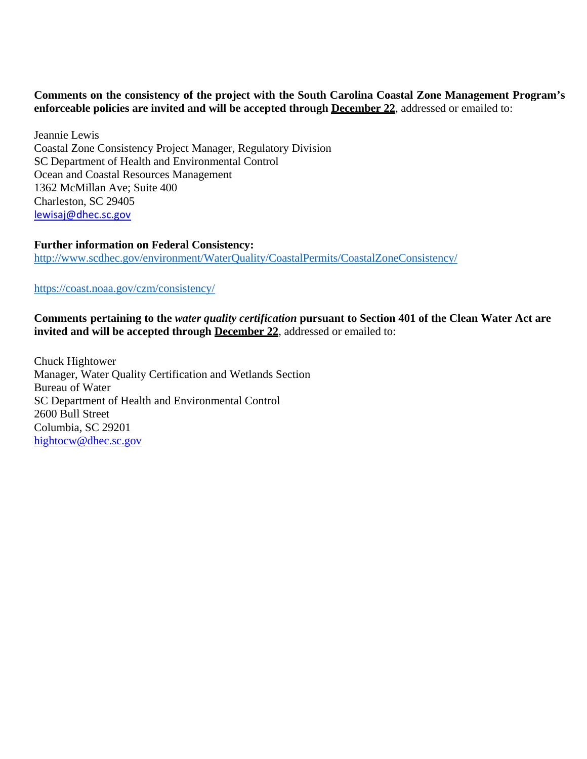**Comments on the consistency of the project with the South Carolina Coastal Zone Management Program's enforceable policies are invited and will be accepted through <u>December 22</u>**, addressed or emailed to:

Jeannie Lewis
Coastal Zone Consistency Project Manager, Regulatory Division
SC Department of Health and Environmental Control
Ocean and Coastal Resources Management
1362 McMillan Ave; Suite 400
Charleston, SC 29405
lewisaj@dhec.sc.gov

**Further information on Federal Consistency:**
http://www.scdhec.gov/environment/WaterQuality/CoastalPermits/CoastalZoneConsistency/

https://coast.noaa.gov/czm/consistency/

**Comments pertaining to the *water quality certification* pursuant to Section 401 of the Clean Water Act are invited and will be accepted through <u>December 22</u>**, addressed or emailed to:

Chuck Hightower
Manager, Water Quality Certification and Wetlands Section
Bureau of Water
SC Department of Health and Environmental Control
2600 Bull Street
Columbia, SC 29201
hightocw@dhec.sc.gov